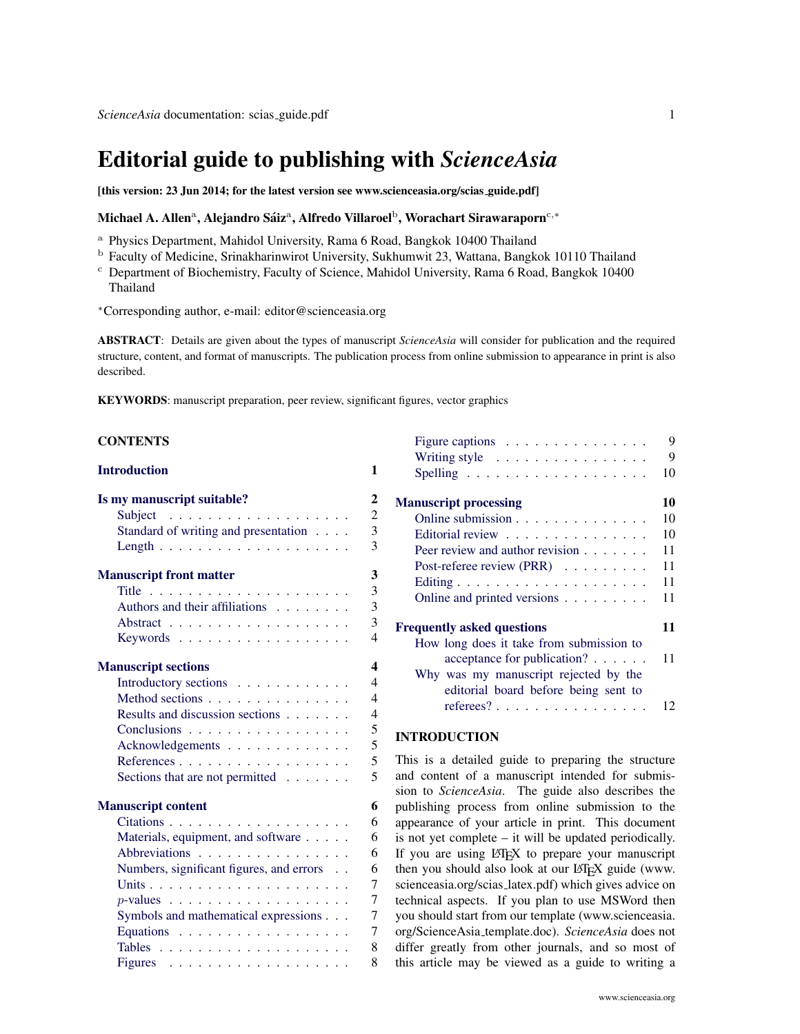# Editorial guide to publishing with *ScienceAsia*

**[this version: 23 Jun 2014; for the latest version see www.scienceasia.org/scias_guide.pdf]**

**Michael A. Allen[a], Alejandro Sáiz[a], Alfredo Villaroel[b], Worachart Sirawaraporn[c,*]**

[a] Physics Department, Mahidol University, Rama 6 Road, Bangkok 10400 Thailand
[b] Faculty of Medicine, Srinakharinwirot University, Sukhumwit 23, Wattana, Bangkok 10110 Thailand
[c] Department of Biochemistry, Faculty of Science, Mahidol University, Rama 6 Road, Bangkok 10400 Thailand

[*]Corresponding author, e-mail: editor@scienceasia.org

**ABSTRACT**: Details are given about the types of manuscript *ScienceAsia* will consider for publication and the required structure, content, and format of manuscripts. The publication process from online submission to appearance in print is also described.

**KEYWORDS**: manuscript preparation, peer review, significant figures, vector graphics

**CONTENTS**

| | |
|---|---|
| **Introduction** | **1** |
| **Is my manuscript suitable?** | **2** |
| Subject | 2 |
| Standard of writing and presentation | 3 |
| Length | 3 |
| **Manuscript front matter** | **3** |
| Title | 3 |
| Authors and their affiliations | 3 |
| Abstract | 3 |
| Keywords | 4 |
| **Manuscript sections** | **4** |
| Introductory sections | 4 |
| Method sections | 4 |
| Results and discussion sections | 4 |
| Conclusions | 5 |
| Acknowledgements | 5 |
| References | 5 |
| Sections that are not permitted | 5 |
| **Manuscript content** | **6** |
| Citations | 6 |
| Materials, equipment, and software | 6 |
| Abbreviations | 6 |
| Numbers, significant figures, and errors | 6 |
| Units | 7 |
| $p$-values | 7 |
| Symbols and mathematical expressions | 7 |
| Equations | 7 |
| Tables | 8 |
| Figures | 8 |
| Figure captions | 9 |
| Writing style | 9 |
| Spelling | 10 |
| **Manuscript processing** | **10** |
| Online submission | 10 |
| Editorial review | 10 |
| Peer review and author revision | 11 |
| Post-referee review (PRR) | 11 |
| Editing | 11 |
| Online and printed versions | 11 |
| **Frequently asked questions** | **11** |
| How long does it take from submission to acceptance for publication? | 11 |
| Why was my manuscript rejected by the editorial board before being sent to referees? | 12 |

## INTRODUCTION

This is a detailed guide to preparing the structure and content of a manuscript intended for submission to *ScienceAsia*. The guide also describes the publishing process from online submission to the appearance of your article in print. This document is not yet complete – it will be updated periodically. If you are using LaTeX to prepare your manuscript then you should also look at our LaTeX guide (www.scienceasia.org/scias_latex.pdf) which gives advice on technical aspects. If you plan to use MSWord then you should start from our template (www.scienceasia.org/ScienceAsia_template.doc). *ScienceAsia* does not differ greatly from other journals, and so most of this article may be viewed as a guide to writing a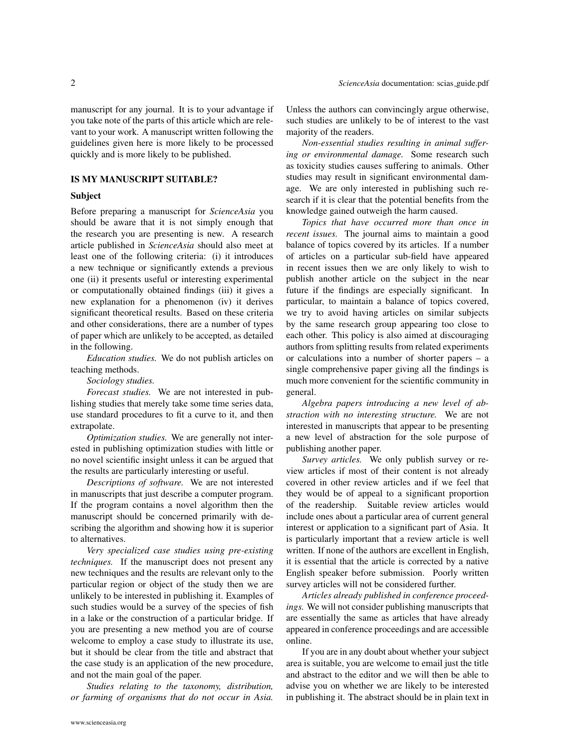manuscript for any journal. It is to your advantage if you take note of the parts of this article which are relevant to your work. A manuscript written following the guidelines given here is more likely to be processed quickly and is more likely to be published.

## IS MY MANUSCRIPT SUITABLE?

### Subject

Before preparing a manuscript for *ScienceAsia* you should be aware that it is not simply enough that the research you are presenting is new. A research article published in *ScienceAsia* should also meet at least one of the following criteria: (i) it introduces a new technique or significantly extends a previous one (ii) it presents useful or interesting experimental or computationally obtained findings (iii) it gives a new explanation for a phenomenon (iv) it derives significant theoretical results. Based on these criteria and other considerations, there are a number of types of paper which are unlikely to be accepted, as detailed in the following.

*Education studies.* We do not publish articles on teaching methods.

*Sociology studies.*

*Forecast studies.* We are not interested in publishing studies that merely take some time series data, use standard procedures to fit a curve to it, and then extrapolate.

*Optimization studies.* We are generally not interested in publishing optimization studies with little or no novel scientific insight unless it can be argued that the results are particularly interesting or useful.

*Descriptions of software.* We are not interested in manuscripts that just describe a computer program. If the program contains a novel algorithm then the manuscript should be concerned primarily with describing the algorithm and showing how it is superior to alternatives.

*Very specialized case studies using pre-existing techniques.* If the manuscript does not present any new techniques and the results are relevant only to the particular region or object of the study then we are unlikely to be interested in publishing it. Examples of such studies would be a survey of the species of fish in a lake or the construction of a particular bridge. If you are presenting a new method you are of course welcome to employ a case study to illustrate its use, but it should be clear from the title and abstract that the case study is an application of the new procedure, and not the main goal of the paper.

*Studies relating to the taxonomy, distribution, or farming of organisms that do not occur in Asia.* Unless the authors can convincingly argue otherwise, such studies are unlikely to be of interest to the vast majority of the readers.

*Non-essential studies resulting in animal suffering or environmental damage.* Some research such as toxicity studies causes suffering to animals. Other studies may result in significant environmental damage. We are only interested in publishing such research if it is clear that the potential benefits from the knowledge gained outweigh the harm caused.

*Topics that have occurred more than once in recent issues.* The journal aims to maintain a good balance of topics covered by its articles. If a number of articles on a particular sub-field have appeared in recent issues then we are only likely to wish to publish another article on the subject in the near future if the findings are especially significant. In particular, to maintain a balance of topics covered, we try to avoid having articles on similar subjects by the same research group appearing too close to each other. This policy is also aimed at discouraging authors from splitting results from related experiments or calculations into a number of shorter papers – a single comprehensive paper giving all the findings is much more convenient for the scientific community in general.

*Algebra papers introducing a new level of abstraction with no interesting structure.* We are not interested in manuscripts that appear to be presenting a new level of abstraction for the sole purpose of publishing another paper.

*Survey articles.* We only publish survey or review articles if most of their content is not already covered in other review articles and if we feel that they would be of appeal to a significant proportion of the readership. Suitable review articles would include ones about a particular area of current general interest or application to a significant part of Asia. It is particularly important that a review article is well written. If none of the authors are excellent in English, it is essential that the article is corrected by a native English speaker before submission. Poorly written survey articles will not be considered further.

*Articles already published in conference proceedings.* We will not consider publishing manuscripts that are essentially the same as articles that have already appeared in conference proceedings and are accessible online.

If you are in any doubt about whether your subject area is suitable, you are welcome to email just the title and abstract to the editor and we will then be able to advise you on whether we are likely to be interested in publishing it. The abstract should be in plain text in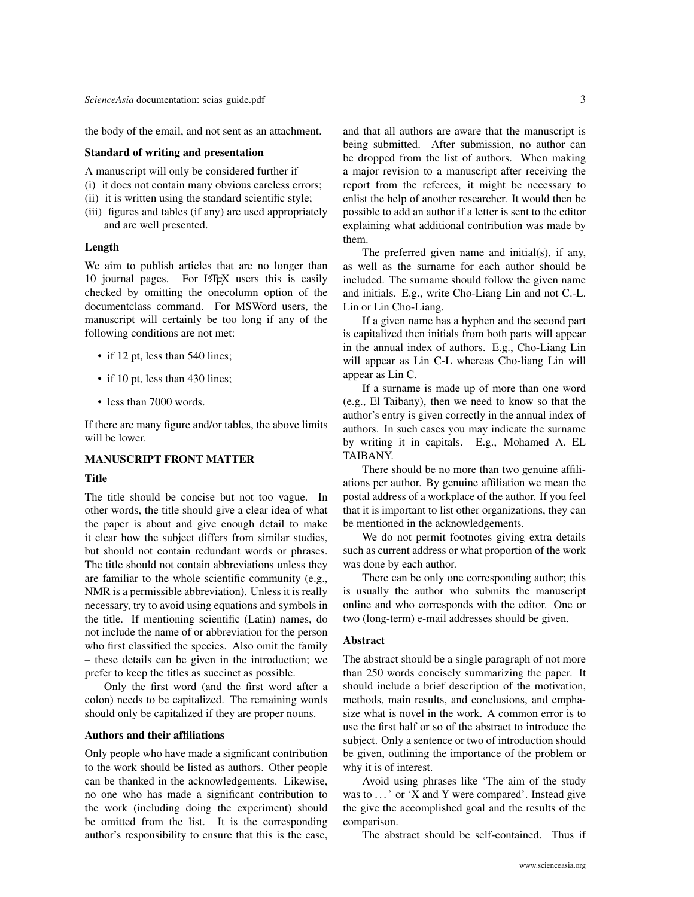the body of the email, and not sent as an attachment.

### Standard of writing and presentation

A manuscript will only be considered further if

(i) it does not contain many obvious careless errors;
(ii) it is written using the standard scientific style;
(iii) figures and tables (if any) are used appropriately and are well presented.

### Length

We aim to publish articles that are no longer than 10 journal pages. For LaTeX users this is easily checked by omitting the onecolumn option of the documentclass command. For MSWord users, the manuscript will certainly be too long if any of the following conditions are not met:

- if 12 pt, less than 540 lines;
- if 10 pt, less than 430 lines;
- less than 7000 words.

If there are many figure and/or tables, the above limits will be lower.

## MANUSCRIPT FRONT MATTER

### Title

The title should be concise but not too vague. In other words, the title should give a clear idea of what the paper is about and give enough detail to make it clear how the subject differs from similar studies, but should not contain redundant words or phrases. The title should not contain abbreviations unless they are familiar to the whole scientific community (e.g., NMR is a permissible abbreviation). Unless it is really necessary, try to avoid using equations and symbols in the title. If mentioning scientific (Latin) names, do not include the name of or abbreviation for the person who first classified the species. Also omit the family – these details can be given in the introduction; we prefer to keep the titles as succinct as possible.

Only the first word (and the first word after a colon) needs to be capitalized. The remaining words should only be capitalized if they are proper nouns.

### Authors and their affiliations

Only people who have made a significant contribution to the work should be listed as authors. Other people can be thanked in the acknowledgements. Likewise, no one who has made a significant contribution to the work (including doing the experiment) should be omitted from the list. It is the corresponding author's responsibility to ensure that this is the case, and that all authors are aware that the manuscript is being submitted. After submission, no author can be dropped from the list of authors. When making a major revision to a manuscript after receiving the report from the referees, it might be necessary to enlist the help of another researcher. It would then be possible to add an author if a letter is sent to the editor explaining what additional contribution was made by them.

The preferred given name and initial(s), if any, as well as the surname for each author should be included. The surname should follow the given name and initials. E.g., write Cho-Liang Lin and not C.-L. Lin or Lin Cho-Liang.

If a given name has a hyphen and the second part is capitalized then initials from both parts will appear in the annual index of authors. E.g., Cho-Liang Lin will appear as Lin C-L whereas Cho-liang Lin will appear as Lin C.

If a surname is made up of more than one word (e.g., El Taibany), then we need to know so that the author's entry is given correctly in the annual index of authors. In such cases you may indicate the surname by writing it in capitals. E.g., Mohamed A. EL TAIBANY.

There should be no more than two genuine affiliations per author. By genuine affiliation we mean the postal address of a workplace of the author. If you feel that it is important to list other organizations, they can be mentioned in the acknowledgements.

We do not permit footnotes giving extra details such as current address or what proportion of the work was done by each author.

There can be only one corresponding author; this is usually the author who submits the manuscript online and who corresponds with the editor. One or two (long-term) e-mail addresses should be given.

### Abstract

The abstract should be a single paragraph of not more than 250 words concisely summarizing the paper. It should include a brief description of the motivation, methods, main results, and conclusions, and emphasize what is novel in the work. A common error is to use the first half or so of the abstract to introduce the subject. Only a sentence or two of introduction should be given, outlining the importance of the problem or why it is of interest.

Avoid using phrases like 'The aim of the study was to ... ' or 'X and Y were compared'. Instead give the give the accomplished goal and the results of the comparison.

The abstract should be self-contained. Thus if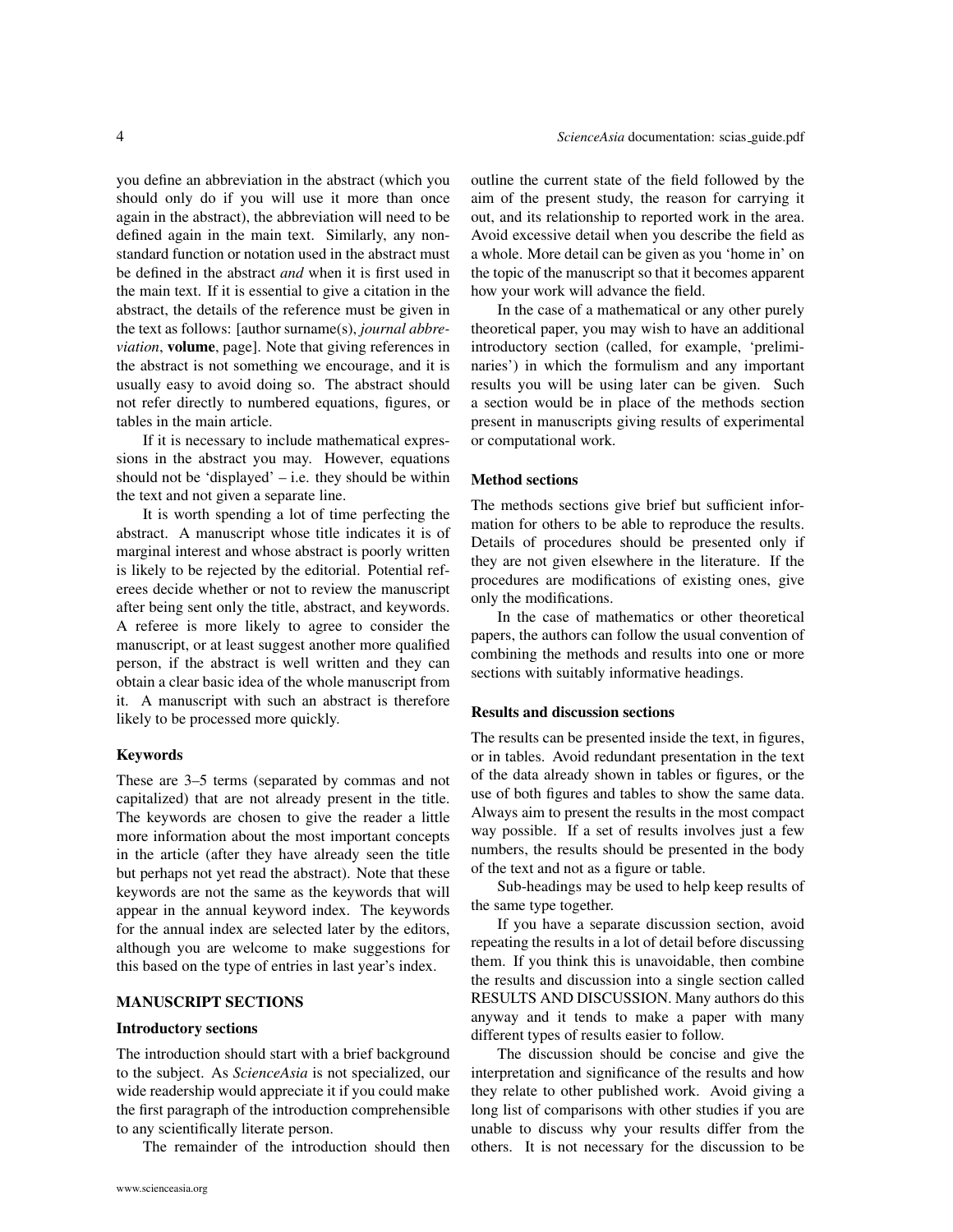you define an abbreviation in the abstract (which you should only do if you will use it more than once again in the abstract), the abbreviation will need to be defined again in the main text. Similarly, any non-standard function or notation used in the abstract must be defined in the abstract *and* when it is first used in the main text. If it is essential to give a citation in the abstract, the details of the reference must be given in the text as follows: [author surname(s), *journal abbreviation*, **volume**, page]. Note that giving references in the abstract is not something we encourage, and it is usually easy to avoid doing so. The abstract should not refer directly to numbered equations, figures, or tables in the main article.

If it is necessary to include mathematical expressions in the abstract you may. However, equations should not be 'displayed' – i.e. they should be within the text and not given a separate line.

It is worth spending a lot of time perfecting the abstract. A manuscript whose title indicates it is of marginal interest and whose abstract is poorly written is likely to be rejected by the editorial. Potential referees decide whether or not to review the manuscript after being sent only the title, abstract, and keywords. A referee is more likely to agree to consider the manuscript, or at least suggest another more qualified person, if the abstract is well written and they can obtain a clear basic idea of the whole manuscript from it. A manuscript with such an abstract is therefore likely to be processed more quickly.

### Keywords

These are 3–5 terms (separated by commas and not capitalized) that are not already present in the title. The keywords are chosen to give the reader a little more information about the most important concepts in the article (after they have already seen the title but perhaps not yet read the abstract). Note that these keywords are not the same as the keywords that will appear in the annual keyword index. The keywords for the annual index are selected later by the editors, although you are welcome to make suggestions for this based on the type of entries in last year's index.

## MANUSCRIPT SECTIONS

### Introductory sections

The introduction should start with a brief background to the subject. As *ScienceAsia* is not specialized, our wide readership would appreciate it if you could make the first paragraph of the introduction comprehensible to any scientifically literate person.

The remainder of the introduction should then outline the current state of the field followed by the aim of the present study, the reason for carrying it out, and its relationship to reported work in the area. Avoid excessive detail when you describe the field as a whole. More detail can be given as you 'home in' on the topic of the manuscript so that it becomes apparent how your work will advance the field.

In the case of a mathematical or any other purely theoretical paper, you may wish to have an additional introductory section (called, for example, 'preliminaries') in which the formulism and any important results you will be using later can be given. Such a section would be in place of the methods section present in manuscripts giving results of experimental or computational work.

### Method sections

The methods sections give brief but sufficient information for others to be able to reproduce the results. Details of procedures should be presented only if they are not given elsewhere in the literature. If the procedures are modifications of existing ones, give only the modifications.

In the case of mathematics or other theoretical papers, the authors can follow the usual convention of combining the methods and results into one or more sections with suitably informative headings.

### Results and discussion sections

The results can be presented inside the text, in figures, or in tables. Avoid redundant presentation in the text of the data already shown in tables or figures, or the use of both figures and tables to show the same data. Always aim to present the results in the most compact way possible. If a set of results involves just a few numbers, the results should be presented in the body of the text and not as a figure or table.

Sub-headings may be used to help keep results of the same type together.

If you have a separate discussion section, avoid repeating the results in a lot of detail before discussing them. If you think this is unavoidable, then combine the results and discussion into a single section called RESULTS AND DISCUSSION. Many authors do this anyway and it tends to make a paper with many different types of results easier to follow.

The discussion should be concise and give the interpretation and significance of the results and how they relate to other published work. Avoid giving a long list of comparisons with other studies if you are unable to discuss why your results differ from the others. It is not necessary for the discussion to be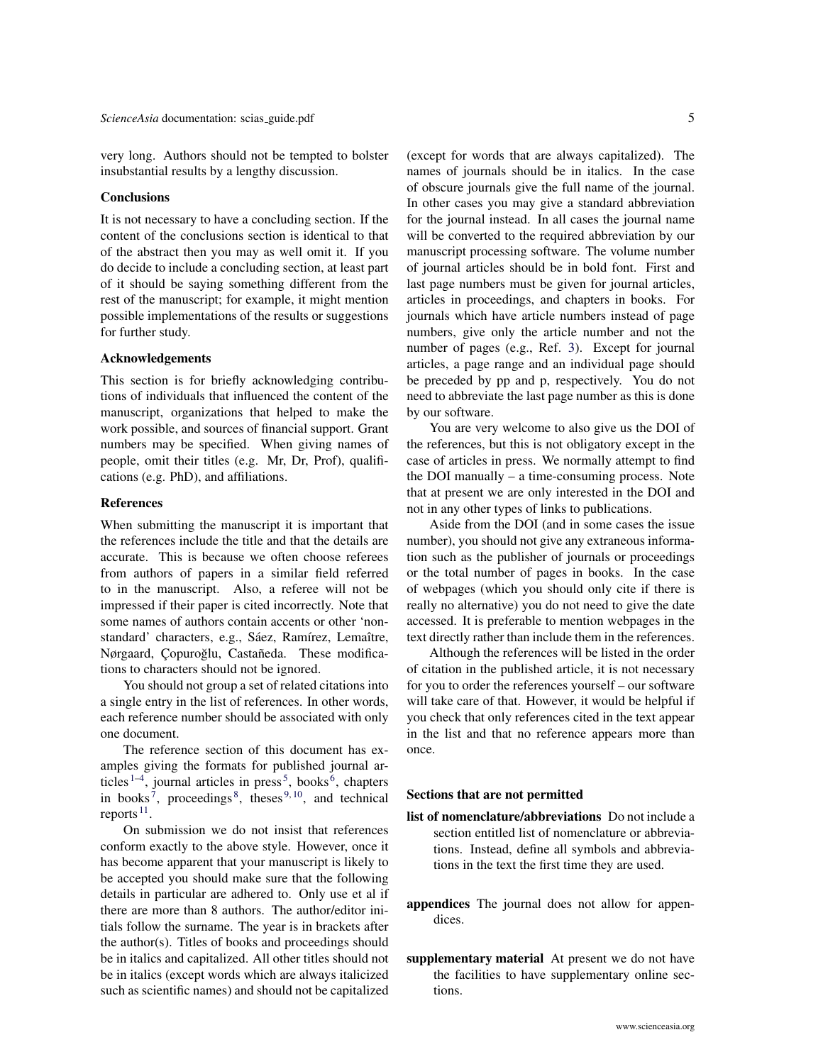very long. Authors should not be tempted to bolster insubstantial results by a lengthy discussion.

### Conclusions

It is not necessary to have a concluding section. If the content of the conclusions section is identical to that of the abstract then you may as well omit it. If you do decide to include a concluding section, at least part of it should be saying something different from the rest of the manuscript; for example, it might mention possible implementations of the results or suggestions for further study.

### Acknowledgements

This section is for briefly acknowledging contributions of individuals that influenced the content of the manuscript, organizations that helped to make the work possible, and sources of financial support. Grant numbers may be specified. When giving names of people, omit their titles (e.g. Mr, Dr, Prof), qualifications (e.g. PhD), and affiliations.

### References

When submitting the manuscript it is important that the references include the title and that the details are accurate. This is because we often choose referees from authors of papers in a similar field referred to in the manuscript. Also, a referee will not be impressed if their paper is cited incorrectly. Note that some names of authors contain accents or other 'non-standard' characters, e.g., Sáez, Ramírez, Lemaître, Nørgaard, Çopuroğlu, Castañeda. These modifications to characters should not be ignored.

You should not group a set of related citations into a single entry in the list of references. In other words, each reference number should be associated with only one document.

The reference section of this document has examples giving the formats for published journal articles [1–4], journal articles in press [5], books [6], chapters in books [7], proceedings [8], theses [9,10], and technical reports [11].

On submission we do not insist that references conform exactly to the above style. However, once it has become apparent that your manuscript is likely to be accepted you should make sure that the following details in particular are adhered to. Only use et al if there are more than 8 authors. The author/editor initials follow the surname. The year is in brackets after the author(s). Titles of books and proceedings should be in italics and capitalized. All other titles should not be in italics (except words which are always italicized such as scientific names) and should not be capitalized (except for words that are always capitalized). The names of journals should be in italics. In the case of obscure journals give the full name of the journal. In other cases you may give a standard abbreviation for the journal instead. In all cases the journal name will be converted to the required abbreviation by our manuscript processing software. The volume number of journal articles should be in bold font. First and last page numbers must be given for journal articles, articles in proceedings, and chapters in books. For journals which have article numbers instead of page numbers, give only the article number and not the number of pages (e.g., Ref. 3). Except for journal articles, a page range and an individual page should be preceded by pp and p, respectively. You do not need to abbreviate the last page number as this is done by our software.

You are very welcome to also give us the DOI of the references, but this is not obligatory except in the case of articles in press. We normally attempt to find the DOI manually – a time-consuming process. Note that at present we are only interested in the DOI and not in any other types of links to publications.

Aside from the DOI (and in some cases the issue number), you should not give any extraneous information such as the publisher of journals or proceedings or the total number of pages in books. In the case of webpages (which you should only cite if there is really no alternative) you do not need to give the date accessed. It is preferable to mention webpages in the text directly rather than include them in the references.

Although the references will be listed in the order of citation in the published article, it is not necessary for you to order the references yourself – our software will take care of that. However, it would be helpful if you check that only references cited in the text appear in the list and that no reference appears more than once.

### Sections that are not permitted

**list of nomenclature/abbreviations** Do not include a section entitled list of nomenclature or abbreviations. Instead, define all symbols and abbreviations in the text the first time they are used.

**appendices** The journal does not allow for appendices.

**supplementary material** At present we do not have the facilities to have supplementary online sections.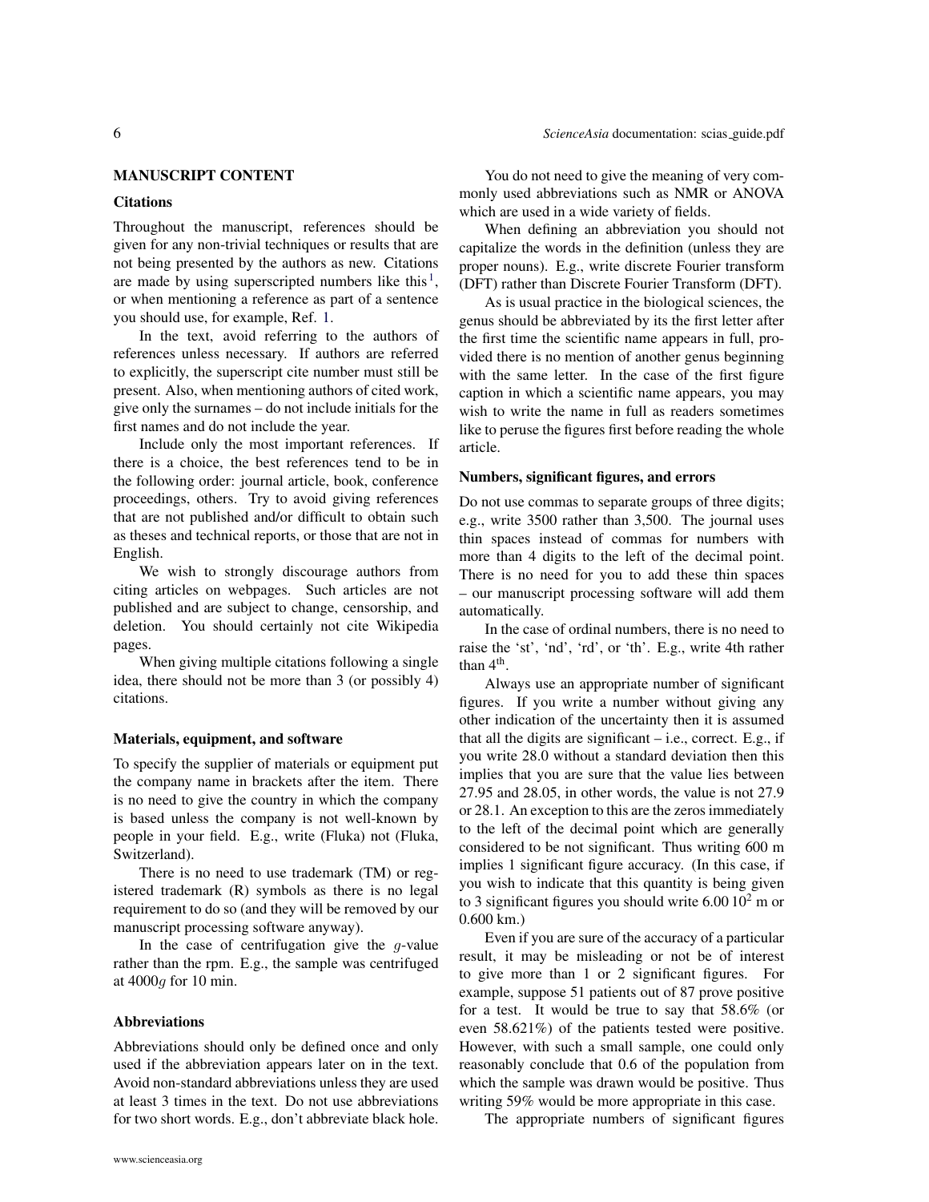## MANUSCRIPT CONTENT

### Citations

Throughout the manuscript, references should be given for any non-trivial techniques or results that are not being presented by the authors as new. Citations are made by using superscripted numbers like this[1], or when mentioning a reference as part of a sentence you should use, for example, Ref. 1.

In the text, avoid referring to the authors of references unless necessary. If authors are referred to explicitly, the superscript cite number must still be present. Also, when mentioning authors of cited work, give only the surnames – do not include initials for the first names and do not include the year.

Include only the most important references. If there is a choice, the best references tend to be in the following order: journal article, book, conference proceedings, others. Try to avoid giving references that are not published and/or difficult to obtain such as theses and technical reports, or those that are not in English.

We wish to strongly discourage authors from citing articles on webpages. Such articles are not published and are subject to change, censorship, and deletion. You should certainly not cite Wikipedia pages.

When giving multiple citations following a single idea, there should not be more than 3 (or possibly 4) citations.

### Materials, equipment, and software

To specify the supplier of materials or equipment put the company name in brackets after the item. There is no need to give the country in which the company is based unless the company is not well-known by people in your field. E.g., write (Fluka) not (Fluka, Switzerland).

There is no need to use trademark (TM) or registered trademark (R) symbols as there is no legal requirement to do so (and they will be removed by our manuscript processing software anyway).

In the case of centrifugation give the $g$-value rather than the rpm. E.g., the sample was centrifuged at $4000g$ for 10 min.

### Abbreviations

Abbreviations should only be defined once and only used if the abbreviation appears later on in the text. Avoid non-standard abbreviations unless they are used at least 3 times in the text. Do not use abbreviations for two short words. E.g., don't abbreviate black hole.

You do not need to give the meaning of very commonly used abbreviations such as NMR or ANOVA which are used in a wide variety of fields.

When defining an abbreviation you should not capitalize the words in the definition (unless they are proper nouns). E.g., write discrete Fourier transform (DFT) rather than Discrete Fourier Transform (DFT).

As is usual practice in the biological sciences, the genus should be abbreviated by its the first letter after the first time the scientific name appears in full, provided there is no mention of another genus beginning with the same letter. In the case of the first figure caption in which a scientific name appears, you may wish to write the name in full as readers sometimes like to peruse the figures first before reading the whole article.

### Numbers, significant figures, and errors

Do not use commas to separate groups of three digits; e.g., write 3500 rather than 3,500. The journal uses thin spaces instead of commas for numbers with more than 4 digits to the left of the decimal point. There is no need for you to add these thin spaces – our manuscript processing software will add them automatically.

In the case of ordinal numbers, there is no need to raise the 'st', 'nd', 'rd', or 'th'. E.g., write 4th rather than $4^{\text{th}}$.

Always use an appropriate number of significant figures. If you write a number without giving any other indication of the uncertainty then it is assumed that all the digits are significant – i.e., correct. E.g., if you write 28.0 without a standard deviation then this implies that you are sure that the value lies between 27.95 and 28.05, in other words, the value is not 27.9 or 28.1. An exception to this are the zeros immediately to the left of the decimal point which are generally considered to be not significant. Thus writing 600 m implies 1 significant figure accuracy. (In this case, if you wish to indicate that this quantity is being given to 3 significant figures you should write $6.00\,10^2$ m or 0.600 km.)

Even if you are sure of the accuracy of a particular result, it may be misleading or not be of interest to give more than 1 or 2 significant figures. For example, suppose 51 patients out of 87 prove positive for a test. It would be true to say that 58.6% (or even 58.621%) of the patients tested were positive. However, with such a small sample, one could only reasonably conclude that 0.6 of the population from which the sample was drawn would be positive. Thus writing 59% would be more appropriate in this case.

The appropriate numbers of significant figures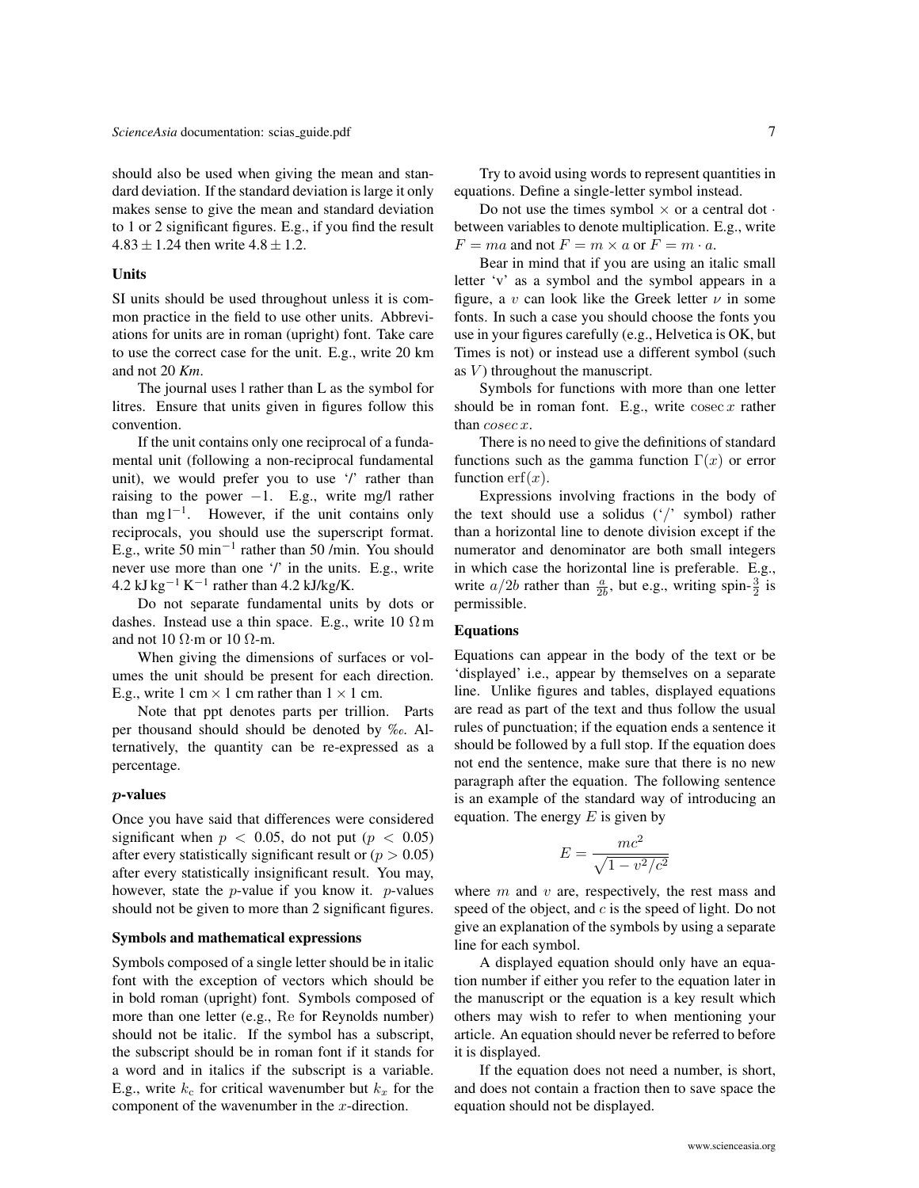should also be used when giving the mean and standard deviation. If the standard deviation is large it only makes sense to give the mean and standard deviation to 1 or 2 significant figures. E.g., if you find the result $4.83 \pm 1.24$ then write $4.8 \pm 1.2$.

### Units

SI units should be used throughout unless it is common practice in the field to use other units. Abbreviations for units are in roman (upright) font. Take care to use the correct case for the unit. E.g., write 20 km and not 20 *Km*.

The journal uses l rather than L as the symbol for litres. Ensure that units given in figures follow this convention.

If the unit contains only one reciprocal of a fundamental unit (following a non-reciprocal fundamental unit), we would prefer you to use '/' rather than raising to the power $-1$. E.g., write mg/l rather than $\mathrm{mg\,l^{-1}}$. However, if the unit contains only reciprocals, you should use the superscript format. E.g., write 50 $\mathrm{min^{-1}}$ rather than 50 /min. You should never use more than one '/' in the units. E.g., write $4.2\ \mathrm{kJ\,kg^{-1}\,K^{-1}}$ rather than 4.2 kJ/kg/K.

Do not separate fundamental units by dots or dashes. Instead use a thin space. E.g., write $10\ \Omega\,\mathrm{m}$ and not $10\ \Omega{\cdot}\mathrm{m}$ or $10\ \Omega$-m.

When giving the dimensions of surfaces or volumes the unit should be present for each direction. E.g., write $1\ \mathrm{cm} \times 1\ \mathrm{cm}$ rather than $1 \times 1$ cm.

Note that ppt denotes parts per trillion. Parts per thousand should should be denoted by ‰. Alternatively, the quantity can be re-expressed as a percentage.

### *p*-values

Once you have said that differences were considered significant when $p < 0.05$, do not put ($p < 0.05$) after every statistically significant result or ($p > 0.05$) after every statistically insignificant result. You may, however, state the $p$-value if you know it. $p$-values should not be given to more than 2 significant figures.

### Symbols and mathematical expressions

Symbols composed of a single letter should be in italic font with the exception of vectors which should be in bold roman (upright) font. Symbols composed of more than one letter (e.g., $\mathrm{Re}$ for Reynolds number) should not be italic. If the symbol has a subscript, the subscript should be in roman font if it stands for a word and in italics if the subscript is a variable. E.g., write $k_\mathrm{c}$ for critical wavenumber but $k_x$ for the component of the wavenumber in the $x$-direction.

Try to avoid using words to represent quantities in equations. Define a single-letter symbol instead.

Do not use the times symbol $\times$ or a central dot $\cdot$ between variables to denote multiplication. E.g., write $F = ma$ and not $F = m \times a$ or $F = m \cdot a$.

Bear in mind that if you are using an italic small letter 'v' as a symbol and the symbol appears in a figure, a $v$ can look like the Greek letter $\nu$ in some fonts. In such a case you should choose the fonts you use in your figures carefully (e.g., Helvetica is OK, but Times is not) or instead use a different symbol (such as $V$) throughout the manuscript.

Symbols for functions with more than one letter should be in roman font. E.g., write $\operatorname{cosec} x$ rather than $cosec\, x$.

There is no need to give the definitions of standard functions such as the gamma function $\Gamma(x)$ or error function $\operatorname{erf}(x)$.

Expressions involving fractions in the body of the text should use a solidus ('/' symbol) rather than a horizontal line to denote division except if the numerator and denominator are both small integers in which case the horizontal line is preferable. E.g., write $a/2b$ rather than $\frac{a}{2b}$, but e.g., writing spin-$\frac{3}{2}$ is permissible.

### Equations

Equations can appear in the body of the text or be 'displayed' i.e., appear by themselves on a separate line. Unlike figures and tables, displayed equations are read as part of the text and thus follow the usual rules of punctuation; if the equation ends a sentence it should be followed by a full stop. If the equation does not end the sentence, make sure that there is no new paragraph after the equation. The following sentence is an example of the standard way of introducing an equation. The energy $E$ is given by

$$E = \frac{mc^2}{\sqrt{1 - v^2/c^2}}$$

where $m$ and $v$ are, respectively, the rest mass and speed of the object, and $c$ is the speed of light. Do not give an explanation of the symbols by using a separate line for each symbol.

A displayed equation should only have an equation number if either you refer to the equation later in the manuscript or the equation is a key result which others may wish to refer to when mentioning your article. An equation should never be referred to before it is displayed.

If the equation does not need a number, is short, and does not contain a fraction then to save space the equation should not be displayed.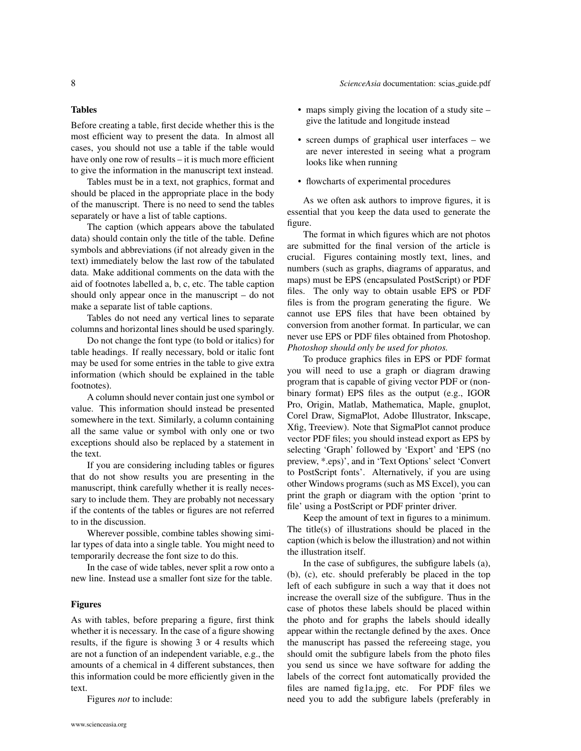### Tables

Before creating a table, first decide whether this is the most efficient way to present the data. In almost all cases, you should not use a table if the table would have only one row of results – it is much more efficient to give the information in the manuscript text instead.

Tables must be in a text, not graphics, format and should be placed in the appropriate place in the body of the manuscript. There is no need to send the tables separately or have a list of table captions.

The caption (which appears above the tabulated data) should contain only the title of the table. Define symbols and abbreviations (if not already given in the text) immediately below the last row of the tabulated data. Make additional comments on the data with the aid of footnotes labelled a, b, c, etc. The table caption should only appear once in the manuscript – do not make a separate list of table captions.

Tables do not need any vertical lines to separate columns and horizontal lines should be used sparingly.

Do not change the font type (to bold or italics) for table headings. If really necessary, bold or italic font may be used for some entries in the table to give extra information (which should be explained in the table footnotes).

A column should never contain just one symbol or value. This information should instead be presented somewhere in the text. Similarly, a column containing all the same value or symbol with only one or two exceptions should also be replaced by a statement in the text.

If you are considering including tables or figures that do not show results you are presenting in the manuscript, think carefully whether it is really necessary to include them. They are probably not necessary if the contents of the tables or figures are not referred to in the discussion.

Wherever possible, combine tables showing similar types of data into a single table. You might need to temporarily decrease the font size to do this.

In the case of wide tables, never split a row onto a new line. Instead use a smaller font size for the table.

### Figures

As with tables, before preparing a figure, first think whether it is necessary. In the case of a figure showing results, if the figure is showing 3 or 4 results which are not a function of an independent variable, e.g., the amounts of a chemical in 4 different substances, then this information could be more efficiently given in the text.

Figures *not* to include:

- maps simply giving the location of a study site – give the latitude and longitude instead
- screen dumps of graphical user interfaces – we are never interested in seeing what a program looks like when running
- flowcharts of experimental procedures

As we often ask authors to improve figures, it is essential that you keep the data used to generate the figure.

The format in which figures which are not photos are submitted for the final version of the article is crucial. Figures containing mostly text, lines, and numbers (such as graphs, diagrams of apparatus, and maps) must be EPS (encapsulated PostScript) or PDF files. The only way to obtain usable EPS or PDF files is from the program generating the figure. We cannot use EPS files that have been obtained by conversion from another format. In particular, we can never use EPS or PDF files obtained from Photoshop. *Photoshop should only be used for photos.*

To produce graphics files in EPS or PDF format you will need to use a graph or diagram drawing program that is capable of giving vector PDF or (non-binary format) EPS files as the output (e.g., IGOR Pro, Origin, Matlab, Mathematica, Maple, gnuplot, Corel Draw, SigmaPlot, Adobe Illustrator, Inkscape, Xfig, Treeview). Note that SigmaPlot cannot produce vector PDF files; you should instead export as EPS by selecting 'Graph' followed by 'Export' and 'EPS (no preview, *.eps)', and in 'Text Options' select 'Convert to PostScript fonts'. Alternatively, if you are using other Windows programs (such as MS Excel), you can print the graph or diagram with the option 'print to file' using a PostScript or PDF printer driver.

Keep the amount of text in figures to a minimum. The title(s) of illustrations should be placed in the caption (which is below the illustration) and not within the illustration itself.

In the case of subfigures, the subfigure labels (a), (b), (c), etc. should preferably be placed in the top left of each subfigure in such a way that it does not increase the overall size of the subfigure. Thus in the case of photos these labels should be placed within the photo and for graphs the labels should ideally appear within the rectangle defined by the axes. Once the manuscript has passed the refereeing stage, you should omit the subfigure labels from the photo files you send us since we have software for adding the labels of the correct font automatically provided the files are named fig1a.jpg, etc. For PDF files we need you to add the subfigure labels (preferably in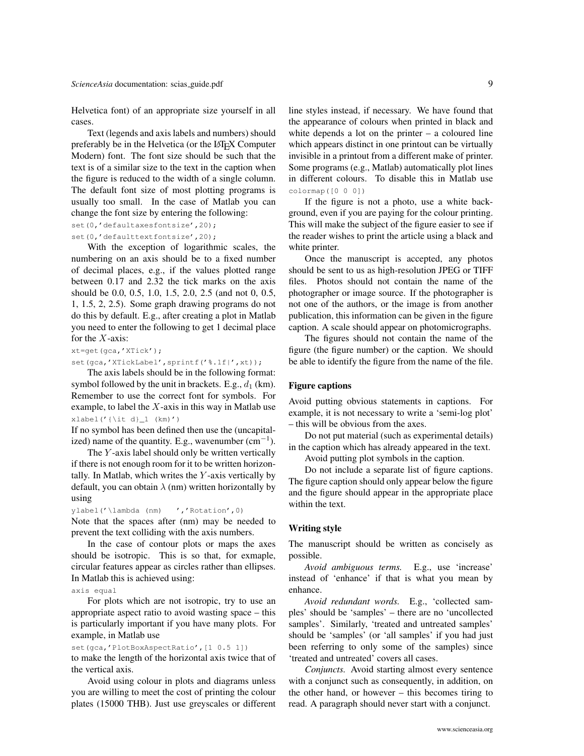Helvetica font) of an appropriate size yourself in all cases.

Text (legends and axis labels and numbers) should preferably be in the Helvetica (or the LaTeX Computer Modern) font. The font size should be such that the text is of a similar size to the text in the caption when the figure is reduced to the width of a single column. The default font size of most plotting programs is usually too small. In the case of Matlab you can change the font size by entering the following:

```
set(0,'defaultaxesfontsize',20);
set(0,'defaulttextfontsize',20);
```

With the exception of logarithmic scales, the numbering on an axis should be to a fixed number of decimal places, e.g., if the values plotted range between 0.17 and 2.32 the tick marks on the axis should be 0.0, 0.5, 1.0, 1.5, 2.0, 2.5 (and not 0, 0.5, 1, 1.5, 2, 2.5). Some graph drawing programs do not do this by default. E.g., after creating a plot in Matlab you need to enter the following to get 1 decimal place for the $X$-axis:

```
xt=get(gca,'XTick');
set(gca,'XTickLabel',sprintf('%.1f|',xt));
```

The axis labels should be in the following format: symbol followed by the unit in brackets. E.g., $d_1$ (km). Remember to use the correct font for symbols. For example, to label the $X$-axis in this way in Matlab use

```
xlabel('{\it d}_1 (km)')
```

If no symbol has been defined then use the (uncapitalized) name of the quantity. E.g., wavenumber ($\text{cm}^{-1}$).

The $Y$-axis label should only be written vertically if there is not enough room for it to be written horizontally. In Matlab, which writes the $Y$-axis vertically by default, you can obtain $\lambda$ (nm) written horizontally by using

```
ylabel('\lambda (nm)    ','Rotation',0)
```

Note that the spaces after (nm) may be needed to prevent the text colliding with the axis numbers.

In the case of contour plots or maps the axes should be isotropic. This is so that, for exmaple, circular features appear as circles rather than ellipses. In Matlab this is achieved using:

```
axis equal
```

For plots which are not isotropic, try to use an appropriate aspect ratio to avoid wasting space – this is particularly important if you have many plots. For example, in Matlab use

```
set(gca,'PlotBoxAspectRatio',[1 0.5 1])
```

to make the length of the horizontal axis twice that of the vertical axis.

Avoid using colour in plots and diagrams unless you are willing to meet the cost of printing the colour plates (15000 THB). Just use greyscales or different line styles instead, if necessary. We have found that the appearance of colours when printed in black and white depends a lot on the printer – a coloured line which appears distinct in one printout can be virtually invisible in a printout from a different make of printer. Some programs (e.g., Matlab) automatically plot lines in different colours. To disable this in Matlab use

```
colormap([0 0 0])
```

If the figure is not a photo, use a white background, even if you are paying for the colour printing. This will make the subject of the figure easier to see if the reader wishes to print the article using a black and white printer.

Once the manuscript is accepted, any photos should be sent to us as high-resolution JPEG or TIFF files. Photos should not contain the name of the photographer or image source. If the photographer is not one of the authors, or the image is from another publication, this information can be given in the figure caption. A scale should appear on photomicrographs.

The figures should not contain the name of the figure (the figure number) or the caption. We should be able to identify the figure from the name of the file.

## Figure captions

Avoid putting obvious statements in captions. For example, it is not necessary to write a 'semi-log plot' – this will be obvious from the axes.

Do not put material (such as experimental details) in the caption which has already appeared in the text.

Avoid putting plot symbols in the caption.

Do not include a separate list of figure captions. The figure caption should only appear below the figure and the figure should appear in the appropriate place within the text.

## Writing style

The manuscript should be written as concisely as possible.

*Avoid ambiguous terms.* E.g., use 'increase' instead of 'enhance' if that is what you mean by enhance.

*Avoid redundant words.* E.g., 'collected samples' should be 'samples' – there are no 'uncollected samples'. Similarly, 'treated and untreated samples' should be 'samples' (or 'all samples' if you had just been referring to only some of the samples) since 'treated and untreated' covers all cases.

*Conjuncts.* Avoid starting almost every sentence with a conjunct such as consequently, in addition, on the other hand, or however – this becomes tiring to read. A paragraph should never start with a conjunct.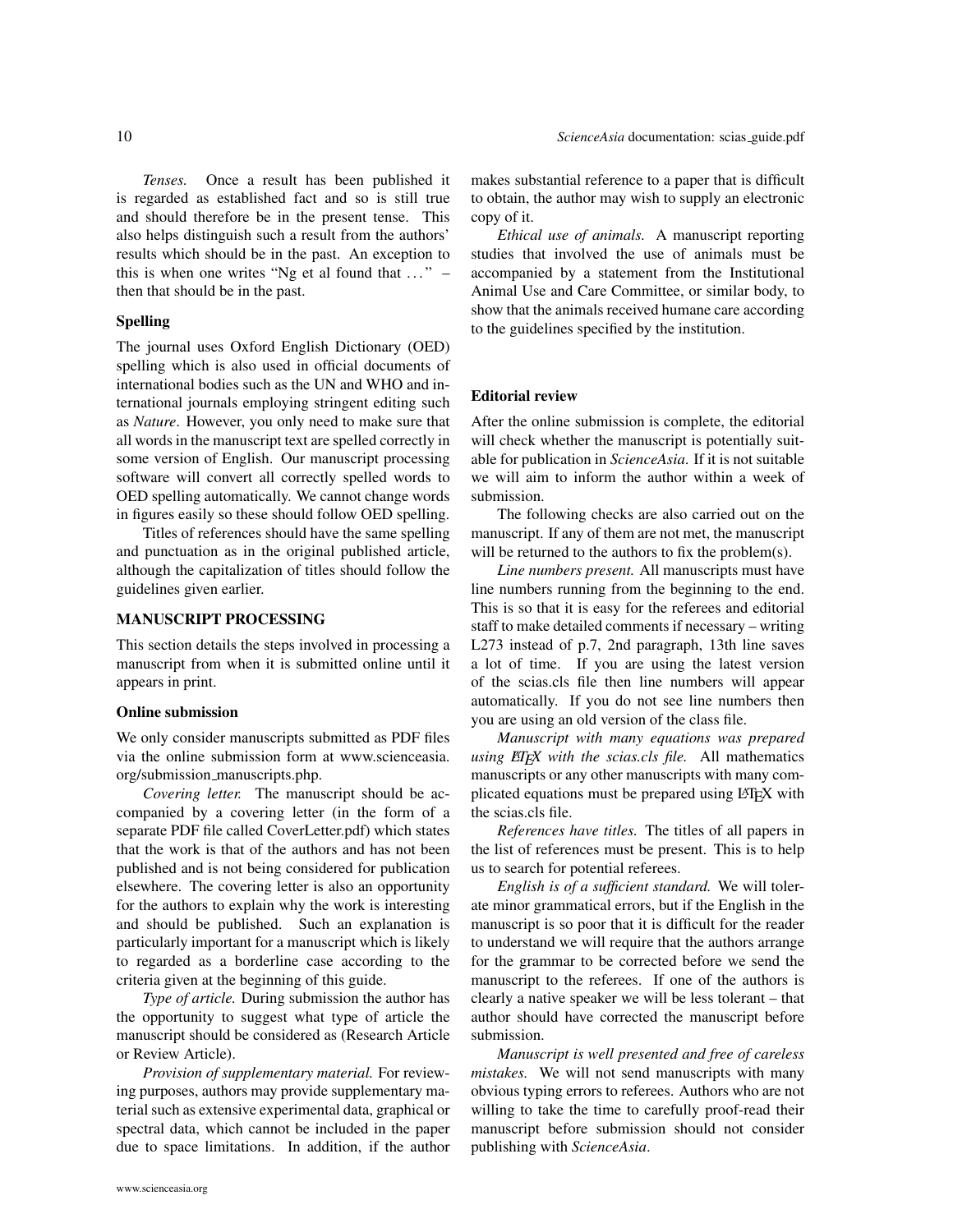*Tenses.* Once a result has been published it is regarded as established fact and so is still true and should therefore be in the present tense. This also helps distinguish such a result from the authors' results which should be in the past. An exception to this is when one writes "Ng et al found that ..." – then that should be in the past.

### Spelling

The journal uses Oxford English Dictionary (OED) spelling which is also used in official documents of international bodies such as the UN and WHO and international journals employing stringent editing such as *Nature*. However, you only need to make sure that all words in the manuscript text are spelled correctly in some version of English. Our manuscript processing software will convert all correctly spelled words to OED spelling automatically. We cannot change words in figures easily so these should follow OED spelling.

Titles of references should have the same spelling and punctuation as in the original published article, although the capitalization of titles should follow the guidelines given earlier.

## MANUSCRIPT PROCESSING

This section details the steps involved in processing a manuscript from when it is submitted online until it appears in print.

### Online submission

We only consider manuscripts submitted as PDF files via the online submission form at www.scienceasia.org/submission_manuscripts.php.

*Covering letter.* The manuscript should be accompanied by a covering letter (in the form of a separate PDF file called CoverLetter.pdf) which states that the work is that of the authors and has not been published and is not being considered for publication elsewhere. The covering letter is also an opportunity for the authors to explain why the work is interesting and should be published. Such an explanation is particularly important for a manuscript which is likely to regarded as a borderline case according to the criteria given at the beginning of this guide.

*Type of article.* During submission the author has the opportunity to suggest what type of article the manuscript should be considered as (Research Article or Review Article).

*Provision of supplementary material.* For reviewing purposes, authors may provide supplementary material such as extensive experimental data, graphical or spectral data, which cannot be included in the paper due to space limitations. In addition, if the author makes substantial reference to a paper that is difficult to obtain, the author may wish to supply an electronic copy of it.

*Ethical use of animals.* A manuscript reporting studies that involved the use of animals must be accompanied by a statement from the Institutional Animal Use and Care Committee, or similar body, to show that the animals received humane care according to the guidelines specified by the institution.

### Editorial review

After the online submission is complete, the editorial will check whether the manuscript is potentially suitable for publication in *ScienceAsia*. If it is not suitable we will aim to inform the author within a week of submission.

The following checks are also carried out on the manuscript. If any of them are not met, the manuscript will be returned to the authors to fix the problem(s).

*Line numbers present.* All manuscripts must have line numbers running from the beginning to the end. This is so that it is easy for the referees and editorial staff to make detailed comments if necessary – writing L273 instead of p.7, 2nd paragraph, 13th line saves a lot of time. If you are using the latest version of the scias.cls file then line numbers will appear automatically. If you do not see line numbers then you are using an old version of the class file.

*Manuscript with many equations was prepared using LaTeX with the scias.cls file.* All mathematics manuscripts or any other manuscripts with many complicated equations must be prepared using LaTeX with the scias.cls file.

*References have titles.* The titles of all papers in the list of references must be present. This is to help us to search for potential referees.

*English is of a sufficient standard.* We will tolerate minor grammatical errors, but if the English in the manuscript is so poor that it is difficult for the reader to understand we will require that the authors arrange for the grammar to be corrected before we send the manuscript to the referees. If one of the authors is clearly a native speaker we will be less tolerant – that author should have corrected the manuscript before submission.

*Manuscript is well presented and free of careless mistakes.* We will not send manuscripts with many obvious typing errors to referees. Authors who are not willing to take the time to carefully proof-read their manuscript before submission should not consider publishing with *ScienceAsia*.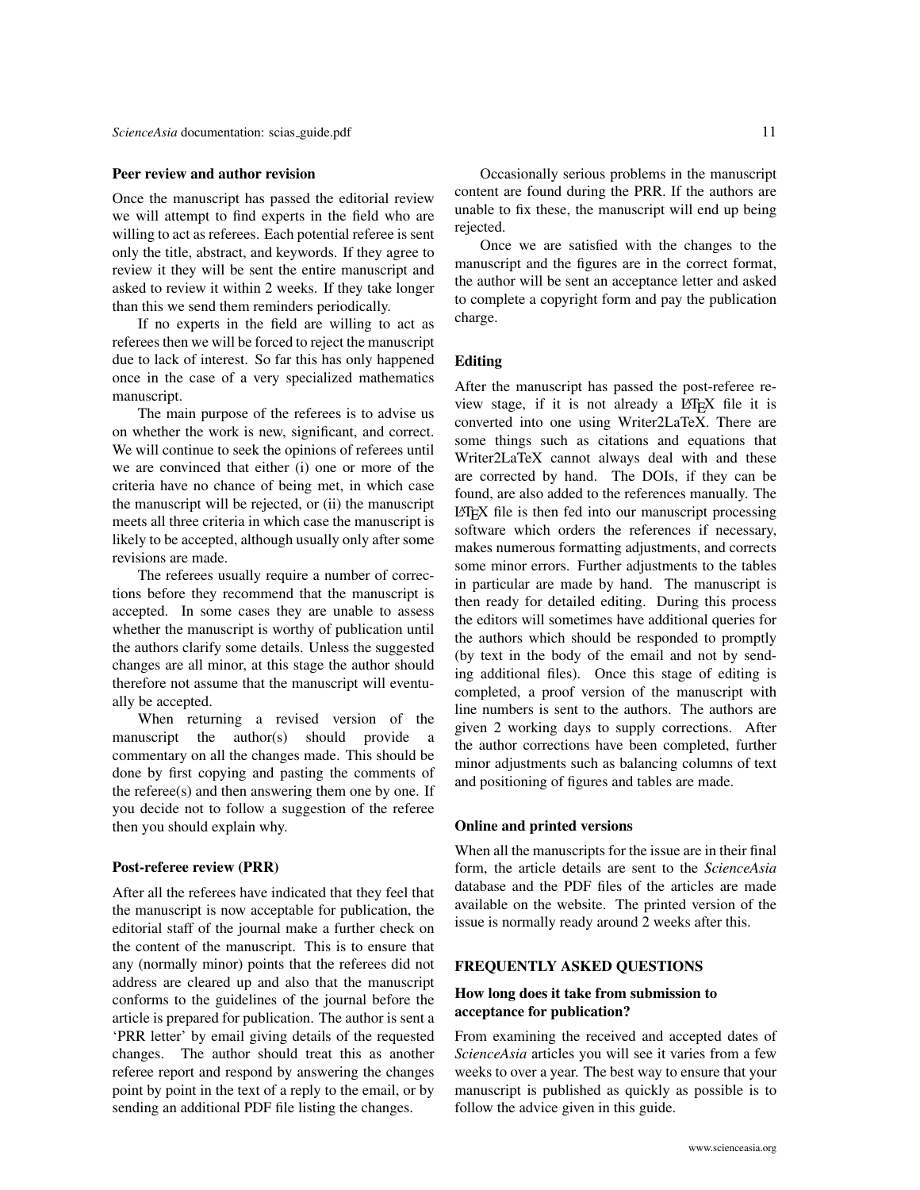## Peer review and author revision

Once the manuscript has passed the editorial review we will attempt to find experts in the field who are willing to act as referees. Each potential referee is sent only the title, abstract, and keywords. If they agree to review it they will be sent the entire manuscript and asked to review it within 2 weeks. If they take longer than this we send them reminders periodically.

If no experts in the field are willing to act as referees then we will be forced to reject the manuscript due to lack of interest. So far this has only happened once in the case of a very specialized mathematics manuscript.

The main purpose of the referees is to advise us on whether the work is new, significant, and correct. We will continue to seek the opinions of referees until we are convinced that either (i) one or more of the criteria have no chance of being met, in which case the manuscript will be rejected, or (ii) the manuscript meets all three criteria in which case the manuscript is likely to be accepted, although usually only after some revisions are made.

The referees usually require a number of corrections before they recommend that the manuscript is accepted. In some cases they are unable to assess whether the manuscript is worthy of publication until the authors clarify some details. Unless the suggested changes are all minor, at this stage the author should therefore not assume that the manuscript will eventually be accepted.

When returning a revised version of the manuscript the author(s) should provide a commentary on all the changes made. This should be done by first copying and pasting the comments of the referee(s) and then answering them one by one. If you decide not to follow a suggestion of the referee then you should explain why.

## Post-referee review (PRR)

After all the referees have indicated that they feel that the manuscript is now acceptable for publication, the editorial staff of the journal make a further check on the content of the manuscript. This is to ensure that any (normally minor) points that the referees did not address are cleared up and also that the manuscript conforms to the guidelines of the journal before the article is prepared for publication. The author is sent a 'PRR letter' by email giving details of the requested changes. The author should treat this as another referee report and respond by answering the changes point by point in the text of a reply to the email, or by sending an additional PDF file listing the changes.

Occasionally serious problems in the manuscript content are found during the PRR. If the authors are unable to fix these, the manuscript will end up being rejected.

Once we are satisfied with the changes to the manuscript and the figures are in the correct format, the author will be sent an acceptance letter and asked to complete a copyright form and pay the publication charge.

## Editing

After the manuscript has passed the post-referee review stage, if it is not already a LaTeX file it is converted into one using Writer2LaTeX. There are some things such as citations and equations that Writer2LaTeX cannot always deal with and these are corrected by hand. The DOIs, if they can be found, are also added to the references manually. The LaTeX file is then fed into our manuscript processing software which orders the references if necessary, makes numerous formatting adjustments, and corrects some minor errors. Further adjustments to the tables in particular are made by hand. The manuscript is then ready for detailed editing. During this process the editors will sometimes have additional queries for the authors which should be responded to promptly (by text in the body of the email and not by sending additional files). Once this stage of editing is completed, a proof version of the manuscript with line numbers is sent to the authors. The authors are given 2 working days to supply corrections. After the author corrections have been completed, further minor adjustments such as balancing columns of text and positioning of figures and tables are made.

## Online and printed versions

When all the manuscripts for the issue are in their final form, the article details are sent to the *ScienceAsia* database and the PDF files of the articles are made available on the website. The printed version of the issue is normally ready around 2 weeks after this.

## FREQUENTLY ASKED QUESTIONS

### How long does it take from submission to acceptance for publication?

From examining the received and accepted dates of *ScienceAsia* articles you will see it varies from a few weeks to over a year. The best way to ensure that your manuscript is published as quickly as possible is to follow the advice given in this guide.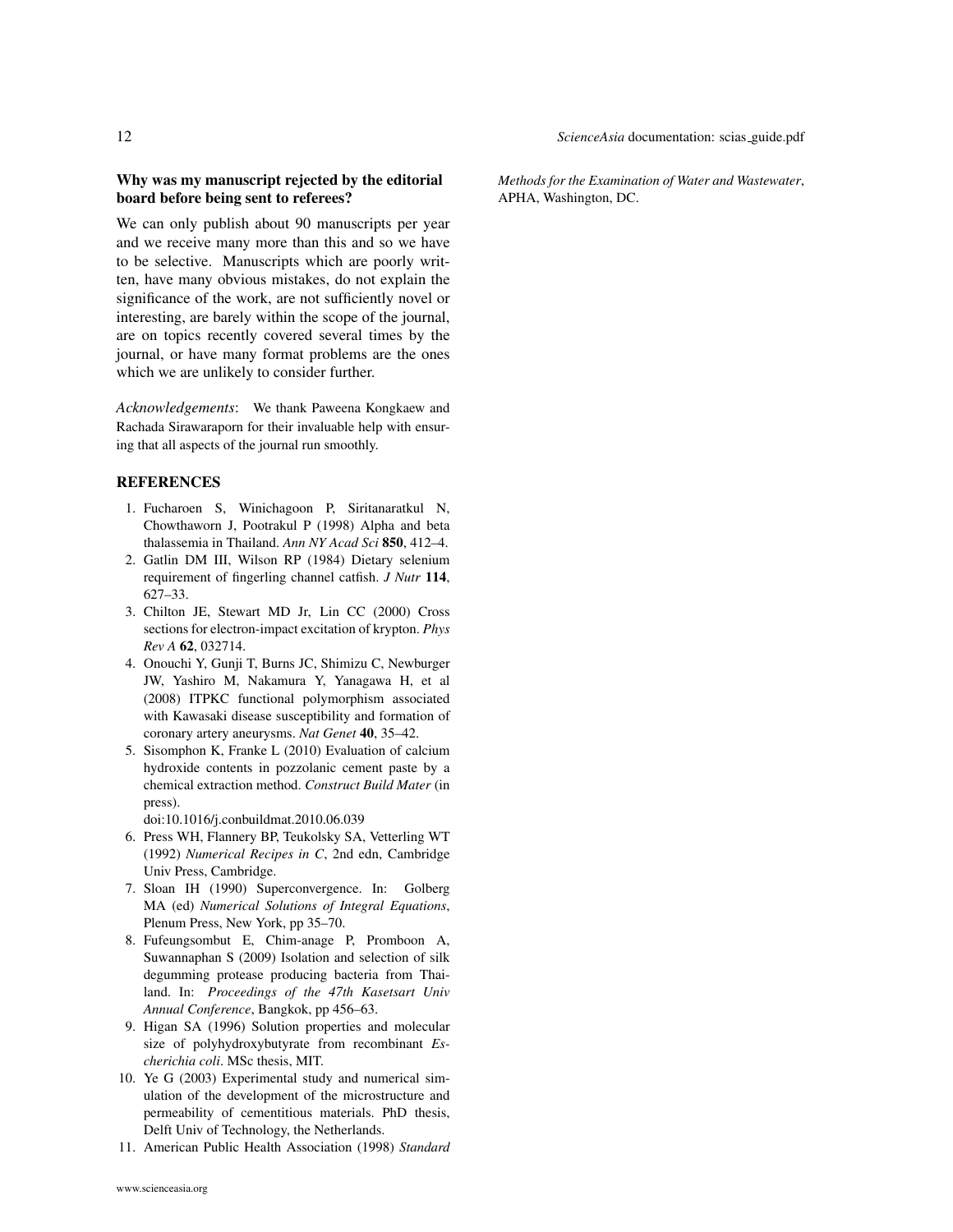### Why was my manuscript rejected by the editorial board before being sent to referees?

We can only publish about 90 manuscripts per year and we receive many more than this and so we have to be selective. Manuscripts which are poorly written, have many obvious mistakes, do not explain the significance of the work, are not sufficiently novel or interesting, are barely within the scope of the journal, are on topics recently covered several times by the journal, or have many format problems are the ones which we are unlikely to consider further.

*Acknowledgements*: We thank Paweena Kongkaew and Rachada Sirawaraporn for their invaluable help with ensuring that all aspects of the journal run smoothly.

## REFERENCES

1. Fucharoen S, Winichagoon P, Siritanaratkul N, Chowthaworn J, Pootrakul P (1998) Alpha and beta thalassemia in Thailand. *Ann NY Acad Sci* **850**, 412–4.
2. Gatlin DM III, Wilson RP (1984) Dietary selenium requirement of fingerling channel catfish. *J Nutr* **114**, 627–33.
3. Chilton JE, Stewart MD Jr, Lin CC (2000) Cross sections for electron-impact excitation of krypton. *Phys Rev A* **62**, 032714.
4. Onouchi Y, Gunji T, Burns JC, Shimizu C, Newburger JW, Yashiro M, Nakamura Y, Yanagawa H, et al (2008) ITPKC functional polymorphism associated with Kawasaki disease susceptibility and formation of coronary artery aneurysms. *Nat Genet* **40**, 35–42.
5. Sisomphon K, Franke L (2010) Evaluation of calcium hydroxide contents in pozzolanic cement paste by a chemical extraction method. *Construct Build Mater* (in press). doi:10.1016/j.conbuildmat.2010.06.039
6. Press WH, Flannery BP, Teukolsky SA, Vetterling WT (1992) *Numerical Recipes in C*, 2nd edn, Cambridge Univ Press, Cambridge.
7. Sloan IH (1990) Superconvergence. In: Golberg MA (ed) *Numerical Solutions of Integral Equations*, Plenum Press, New York, pp 35–70.
8. Fufeungsombut E, Chim-anage P, Promboon A, Suwannaphan S (2009) Isolation and selection of silk degumming protease producing bacteria from Thailand. In: *Proceedings of the 47th Kasetsart Univ Annual Conference*, Bangkok, pp 456–63.
9. Higan SA (1996) Solution properties and molecular size of polyhydroxybutyrate from recombinant *Escherichia coli*. MSc thesis, MIT.
10. Ye G (2003) Experimental study and numerical simulation of the development of the microstructure and permeability of cementitious materials. PhD thesis, Delft Univ of Technology, the Netherlands.
11. American Public Health Association (1998) *Standard Methods for the Examination of Water and Wastewater*, APHA, Washington, DC.